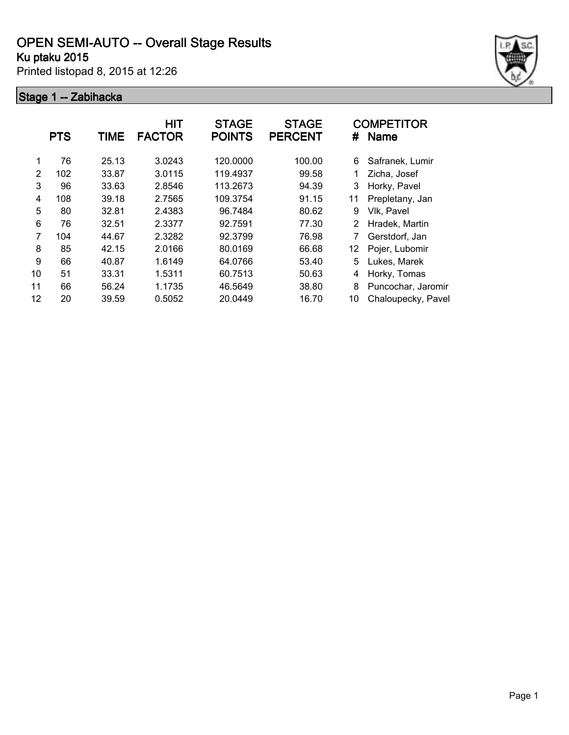# OPEN SEMI-AUTO -- Overall Stage Results

**Ku ptaku 2015**

Printed listopad 8, 2015 at 12:26

## Stage 1 -- Zabihacka

| | PTS | TIME | HIT FACTOR | STAGE POINTS | STAGE PERCENT | # | COMPETITOR Name |
|---|---|---|---|---|---|---|---|
| 1 | 76 | 25.13 | 3.0243 | 120.0000 | 100.00 | 6 | Safranek, Lumir |
| 2 | 102 | 33.87 | 3.0115 | 119.4937 | 99.58 | 1 | Zicha, Josef |
| 3 | 96 | 33.63 | 2.8546 | 113.2673 | 94.39 | 3 | Horky, Pavel |
| 4 | 108 | 39.18 | 2.7565 | 109.3754 | 91.15 | 11 | Prepletany, Jan |
| 5 | 80 | 32.81 | 2.4383 | 96.7484 | 80.62 | 9 | Vlk, Pavel |
| 6 | 76 | 32.51 | 2.3377 | 92.7591 | 77.30 | 2 | Hradek, Martin |
| 7 | 104 | 44.67 | 2.3282 | 92.3799 | 76.98 | 7 | Gerstdorf, Jan |
| 8 | 85 | 42.15 | 2.0166 | 80.0169 | 66.68 | 12 | Pojer, Lubomir |
| 9 | 66 | 40.87 | 1.6149 | 64.0766 | 53.40 | 5 | Lukes, Marek |
| 10 | 51 | 33.31 | 1.5311 | 60.7513 | 50.63 | 4 | Horky, Tomas |
| 11 | 66 | 56.24 | 1.1735 | 46.5649 | 38.80 | 8 | Puncochar, Jaromir |
| 12 | 20 | 39.59 | 0.5052 | 20.0449 | 16.70 | 10 | Chaloupecky, Pavel |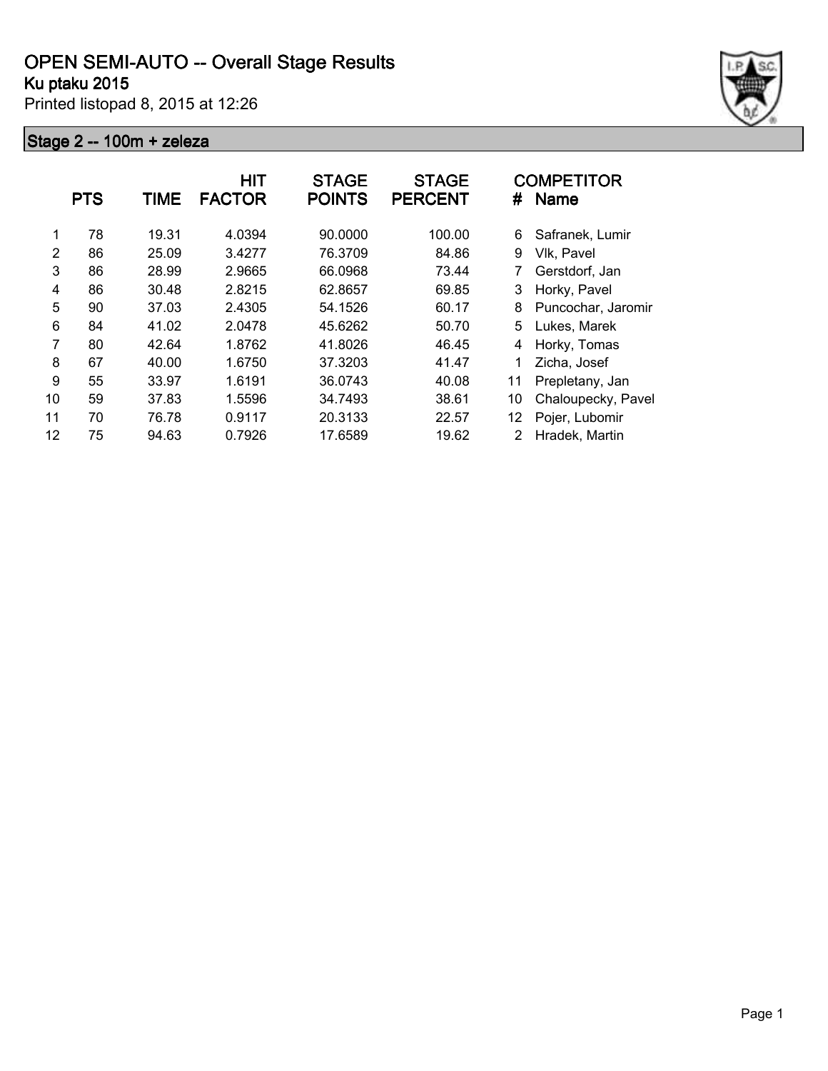# OPEN SEMI-AUTO -- Overall Stage Results

**Ku ptaku 2015**

Printed listopad 8, 2015 at 12:26

## Stage 2 -- 100m + zeleza

| | PTS | TIME | HIT FACTOR | STAGE POINTS | STAGE PERCENT | # | COMPETITOR Name |
|---|---|---|---|---|---|---|---|
| 1 | 78 | 19.31 | 4.0394 | 90.0000 | 100.00 | 6 | Safranek, Lumir |
| 2 | 86 | 25.09 | 3.4277 | 76.3709 | 84.86 | 9 | Vlk, Pavel |
| 3 | 86 | 28.99 | 2.9665 | 66.0968 | 73.44 | 7 | Gerstdorf, Jan |
| 4 | 86 | 30.48 | 2.8215 | 62.8657 | 69.85 | 3 | Horky, Pavel |
| 5 | 90 | 37.03 | 2.4305 | 54.1526 | 60.17 | 8 | Puncochar, Jaromir |
| 6 | 84 | 41.02 | 2.0478 | 45.6262 | 50.70 | 5 | Lukes, Marek |
| 7 | 80 | 42.64 | 1.8762 | 41.8026 | 46.45 | 4 | Horky, Tomas |
| 8 | 67 | 40.00 | 1.6750 | 37.3203 | 41.47 | 1 | Zicha, Josef |
| 9 | 55 | 33.97 | 1.6191 | 36.0743 | 40.08 | 11 | Prepletany, Jan |
| 10 | 59 | 37.83 | 1.5596 | 34.7493 | 38.61 | 10 | Chaloupecky, Pavel |
| 11 | 70 | 76.78 | 0.9117 | 20.3133 | 22.57 | 12 | Pojer, Lubomir |
| 12 | 75 | 94.63 | 0.7926 | 17.6589 | 19.62 | 2 | Hradek, Martin |